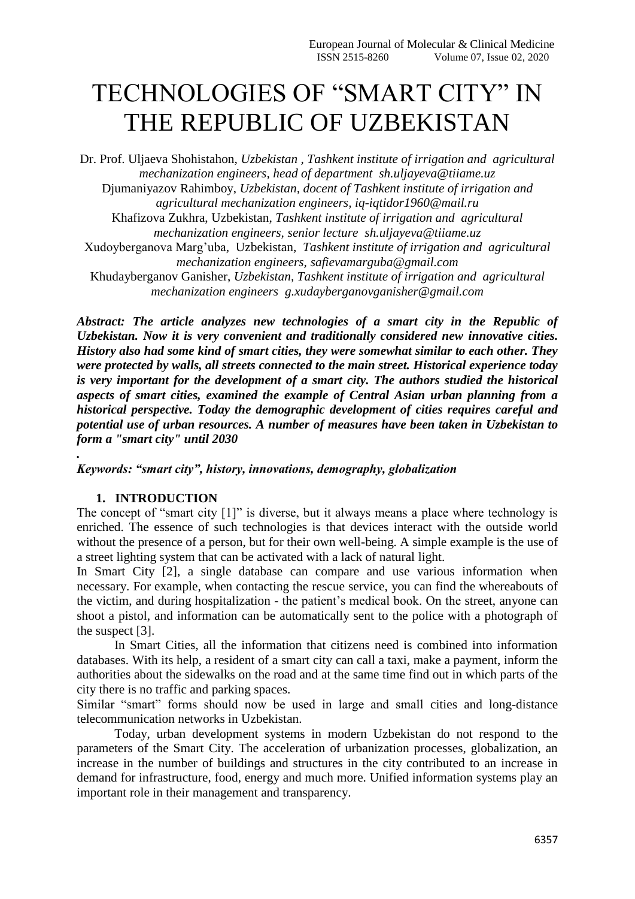# TECHNOLOGIES OF "SMART CITY" IN THE REPUBLIC OF UZBEKISTAN

Dr. Prof. Uljaeva Shohistahon, *Uzbekistan , Tashkent institute of irrigation and agricultural mechanization engineers, head of department sh.uljayeva@tiiame.uz*
Djumaniyazov Rahimboy, *Uzbekistan, docent of Tashkent institute of irrigation and agricultural mechanization engineers, iq-iqtidor1960@mail.ru*
Khafizova Zukhra, Uzbekistan, *Tashkent institute of irrigation and agricultural mechanization engineers, senior lecture sh.uljayeva@tiiame.uz*
Xudoyberganova Marg'uba, Uzbekistan, *Tashkent institute of irrigation and agricultural mechanization engineers, safievamarguba@gmail.com*
Khudayberganov Ganisher, *Uzbekistan, Tashkent institute of irrigation and agricultural mechanization engineers g.xudayberganovganisher@gmail.com*

***Abstract: The article analyzes new technologies of a smart city in the Republic of Uzbekistan. Now it is very convenient and traditionally considered new innovative cities. History also had some kind of smart cities, they were somewhat similar to each other. They were protected by walls, all streets connected to the main street. Historical experience today is very important for the development of a smart city. The authors studied the historical aspects of smart cities, examined the example of Central Asian urban planning from a historical perspective. Today the demographic development of cities requires careful and potential use of urban resources. A number of measures have been taken in Uzbekistan to form a "smart city" until 2030***

***.***

***Keywords: "smart city", history, innovations, demography, globalization***

## 1. INTRODUCTION

The concept of "smart city [1]" is diverse, but it always means a place where technology is enriched. The essence of such technologies is that devices interact with the outside world without the presence of a person, but for their own well-being. A simple example is the use of a street lighting system that can be activated with a lack of natural light.

In Smart City [2], a single database can compare and use various information when necessary. For example, when contacting the rescue service, you can find the whereabouts of the victim, and during hospitalization - the patient's medical book. On the street, anyone can shoot a pistol, and information can be automatically sent to the police with a photograph of the suspect [3].

In Smart Cities, all the information that citizens need is combined into information databases. With its help, a resident of a smart city can call a taxi, make a payment, inform the authorities about the sidewalks on the road and at the same time find out in which parts of the city there is no traffic and parking spaces.

Similar "smart" forms should now be used in large and small cities and long-distance telecommunication networks in Uzbekistan.

Today, urban development systems in modern Uzbekistan do not respond to the parameters of the Smart City. The acceleration of urbanization processes, globalization, an increase in the number of buildings and structures in the city contributed to an increase in demand for infrastructure, food, energy and much more. Unified information systems play an important role in their management and transparency.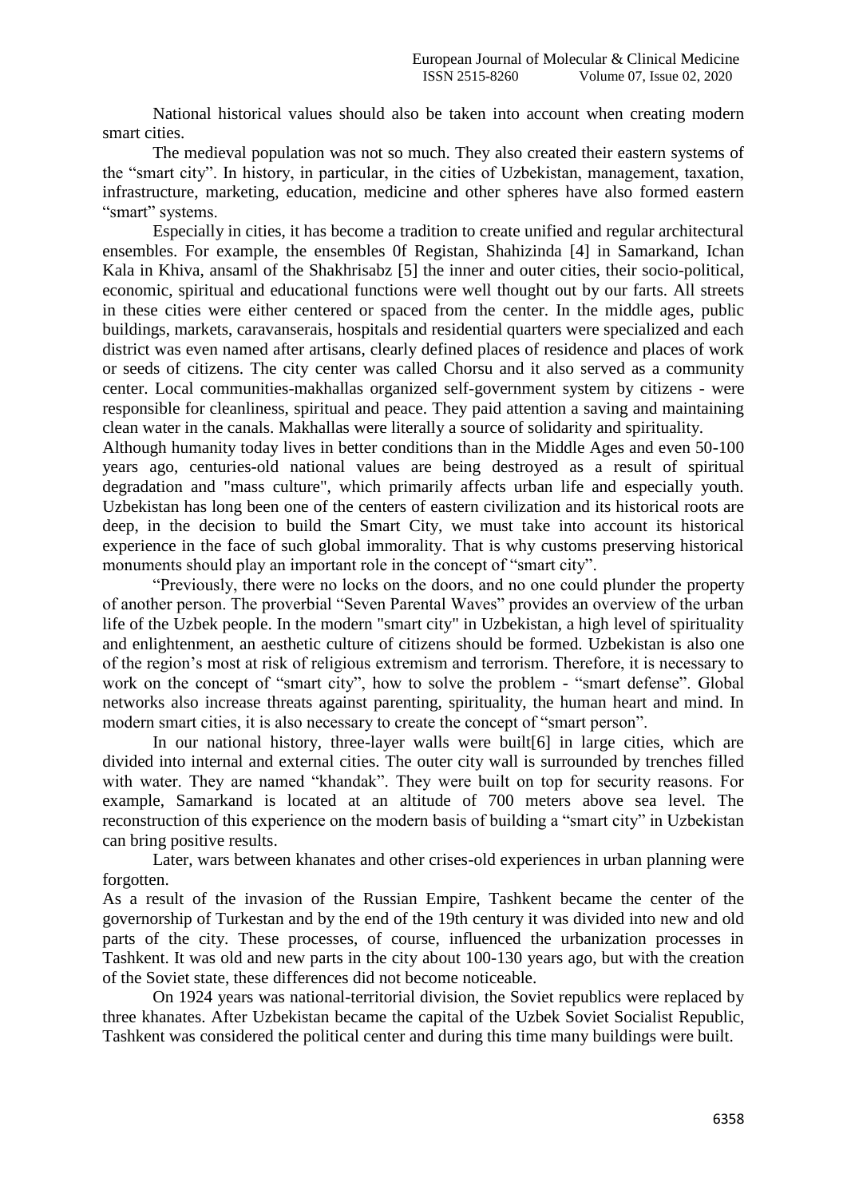National historical values should also be taken into account when creating modern smart cities.

The medieval population was not so much. They also created their eastern systems of the “smart city”. In history, in particular, in the cities of Uzbekistan, management, taxation, infrastructure, marketing, education, medicine and other spheres have also formed eastern “smart” systems.

Especially in cities, it has become a tradition to create unified and regular architectural ensembles. For example, the ensembles 0f Registan, Shahizinda [4] in Samarkand, Ichan Kala in Khiva, ansaml of the Shakhrisabz [5] the inner and outer cities, their socio-political, economic, spiritual and educational functions were well thought out by our farts. All streets in these cities were either centered or spaced from the center. In the middle ages, public buildings, markets, caravanserais, hospitals and residential quarters were specialized and each district was even named after artisans, clearly defined places of residence and places of work or seeds of citizens. The city center was called Chorsu and it also served as a community center. Local communities-makhallas organized self-government system by citizens - were responsible for cleanliness, spiritual and peace. They paid attention a saving and maintaining clean water in the canals. Makhallas were literally a source of solidarity and spirituality.

Although humanity today lives in better conditions than in the Middle Ages and even 50-100 years ago, centuries-old national values are being destroyed as a result of spiritual degradation and "mass culture", which primarily affects urban life and especially youth. Uzbekistan has long been one of the centers of eastern civilization and its historical roots are deep, in the decision to build the Smart City, we must take into account its historical experience in the face of such global immorality. That is why customs preserving historical monuments should play an important role in the concept of “smart city”.

“Previously, there were no locks on the doors, and no one could plunder the property of another person. The proverbial “Seven Parental Waves” provides an overview of the urban life of the Uzbek people. In the modern "smart city" in Uzbekistan, a high level of spirituality and enlightenment, an aesthetic culture of citizens should be formed. Uzbekistan is also one of the region’s most at risk of religious extremism and terrorism. Therefore, it is necessary to work on the concept of “smart city”, how to solve the problem - “smart defense”. Global networks also increase threats against parenting, spirituality, the human heart and mind. In modern smart cities, it is also necessary to create the concept of “smart person”.

In our national history, three-layer walls were built[6] in large cities, which are divided into internal and external cities. The outer city wall is surrounded by trenches filled with water. They are named “khandak”. They were built on top for security reasons. For example, Samarkand is located at an altitude of 700 meters above sea level. The reconstruction of this experience on the modern basis of building a “smart city” in Uzbekistan can bring positive results.

Later, wars between khanates and other crises-old experiences in urban planning were forgotten.

As a result of the invasion of the Russian Empire, Tashkent became the center of the governorship of Turkestan and by the end of the 19th century it was divided into new and old parts of the city. These processes, of course, influenced the urbanization processes in Tashkent. It was old and new parts in the city about 100-130 years ago, but with the creation of the Soviet state, these differences did not become noticeable.

On 1924 years was national-territorial division, the Soviet republics were replaced by three khanates. After Uzbekistan became the capital of the Uzbek Soviet Socialist Republic, Tashkent was considered the political center and during this time many buildings were built.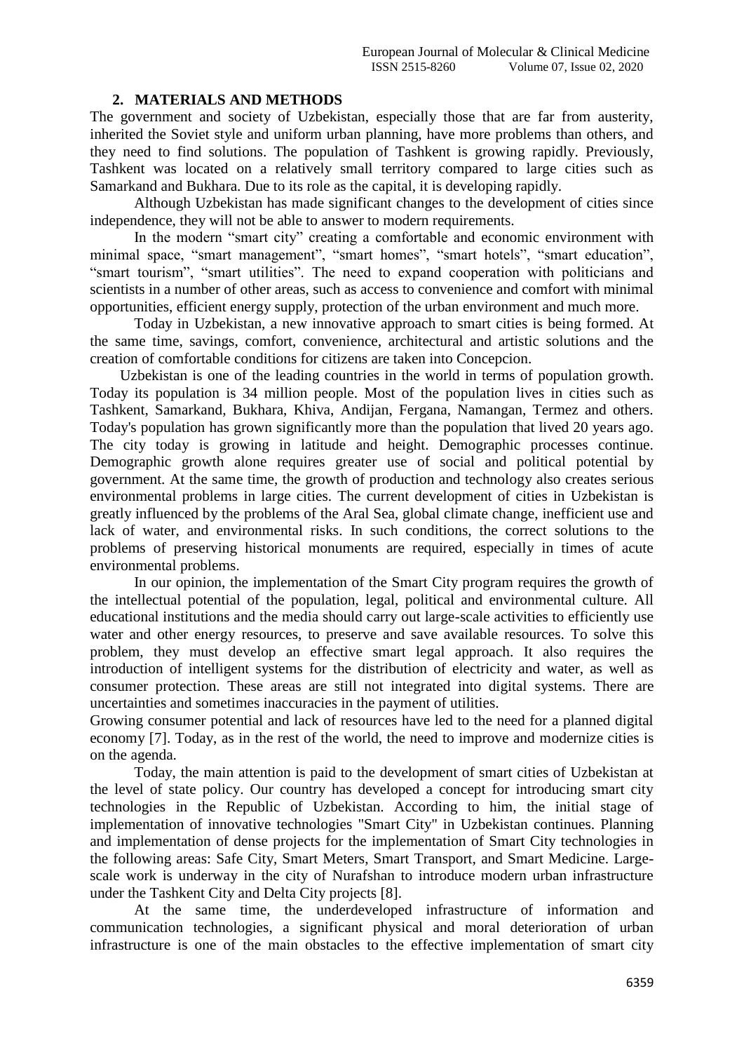## 2. MATERIALS AND METHODS

The government and society of Uzbekistan, especially those that are far from austerity, inherited the Soviet style and uniform urban planning, have more problems than others, and they need to find solutions. The population of Tashkent is growing rapidly. Previously, Tashkent was located on a relatively small territory compared to large cities such as Samarkand and Bukhara. Due to its role as the capital, it is developing rapidly.

Although Uzbekistan has made significant changes to the development of cities since independence, they will not be able to answer to modern requirements.

In the modern "smart city" creating a comfortable and economic environment with minimal space, "smart management", "smart homes", "smart hotels", "smart education", "smart tourism", "smart utilities". The need to expand cooperation with politicians and scientists in a number of other areas, such as access to convenience and comfort with minimal opportunities, efficient energy supply, protection of the urban environment and much more.

Today in Uzbekistan, a new innovative approach to smart cities is being formed. At the same time, savings, comfort, convenience, architectural and artistic solutions and the creation of comfortable conditions for citizens are taken into Concepcion.

Uzbekistan is one of the leading countries in the world in terms of population growth. Today its population is 34 million people. Most of the population lives in cities such as Tashkent, Samarkand, Bukhara, Khiva, Andijan, Fergana, Namangan, Termez and others. Today's population has grown significantly more than the population that lived 20 years ago. The city today is growing in latitude and height. Demographic processes continue. Demographic growth alone requires greater use of social and political potential by government. At the same time, the growth of production and technology also creates serious environmental problems in large cities. The current development of cities in Uzbekistan is greatly influenced by the problems of the Aral Sea, global climate change, inefficient use and lack of water, and environmental risks. In such conditions, the correct solutions to the problems of preserving historical monuments are required, especially in times of acute environmental problems.

In our opinion, the implementation of the Smart City program requires the growth of the intellectual potential of the population, legal, political and environmental culture. All educational institutions and the media should carry out large-scale activities to efficiently use water and other energy resources, to preserve and save available resources. To solve this problem, they must develop an effective smart legal approach. It also requires the introduction of intelligent systems for the distribution of electricity and water, as well as consumer protection. These areas are still not integrated into digital systems. There are uncertainties and sometimes inaccuracies in the payment of utilities.

Growing consumer potential and lack of resources have led to the need for a planned digital economy [7]. Today, as in the rest of the world, the need to improve and modernize cities is on the agenda.

Today, the main attention is paid to the development of smart cities of Uzbekistan at the level of state policy. Our country has developed a concept for introducing smart city technologies in the Republic of Uzbekistan. According to him, the initial stage of implementation of innovative technologies "Smart City" in Uzbekistan continues. Planning and implementation of dense projects for the implementation of Smart City technologies in the following areas: Safe City, Smart Meters, Smart Transport, and Smart Medicine. Large-scale work is underway in the city of Nurafshan to introduce modern urban infrastructure under the Tashkent City and Delta City projects [8].

At the same time, the underdeveloped infrastructure of information and communication technologies, a significant physical and moral deterioration of urban infrastructure is one of the main obstacles to the effective implementation of smart city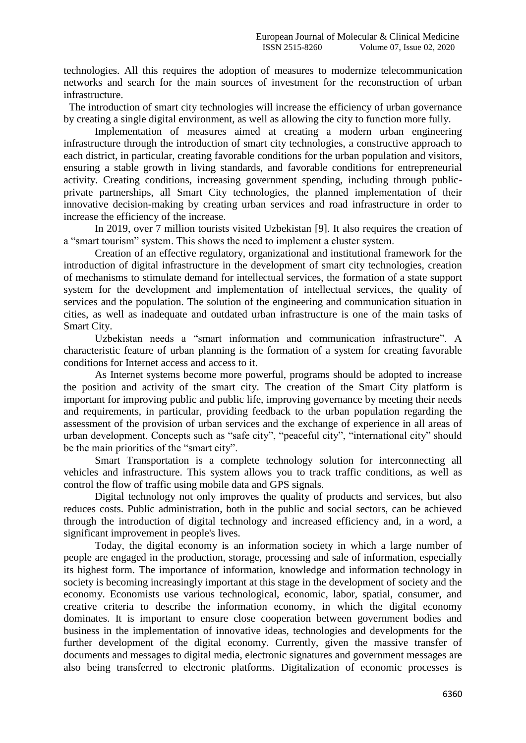technologies. All this requires the adoption of measures to modernize telecommunication networks and search for the main sources of investment for the reconstruction of urban infrastructure.

The introduction of smart city technologies will increase the efficiency of urban governance by creating a single digital environment, as well as allowing the city to function more fully.

Implementation of measures aimed at creating a modern urban engineering infrastructure through the introduction of smart city technologies, a constructive approach to each district, in particular, creating favorable conditions for the urban population and visitors, ensuring a stable growth in living standards, and favorable conditions for entrepreneurial activity. Creating conditions, increasing government spending, including through public-private partnerships, all Smart City technologies, the planned implementation of their innovative decision-making by creating urban services and road infrastructure in order to increase the efficiency of the increase.

In 2019, over 7 million tourists visited Uzbekistan [9]. It also requires the creation of a "smart tourism" system. This shows the need to implement a cluster system.

Creation of an effective regulatory, organizational and institutional framework for the introduction of digital infrastructure in the development of smart city technologies, creation of mechanisms to stimulate demand for intellectual services, the formation of a state support system for the development and implementation of intellectual services, the quality of services and the population. The solution of the engineering and communication situation in cities, as well as inadequate and outdated urban infrastructure is one of the main tasks of Smart City.

Uzbekistan needs a "smart information and communication infrastructure". A characteristic feature of urban planning is the formation of a system for creating favorable conditions for Internet access and access to it.

As Internet systems become more powerful, programs should be adopted to increase the position and activity of the smart city. The creation of the Smart City platform is important for improving public and public life, improving governance by meeting their needs and requirements, in particular, providing feedback to the urban population regarding the assessment of the provision of urban services and the exchange of experience in all areas of urban development. Concepts such as "safe city", "peaceful city", "international city" should be the main priorities of the "smart city".

Smart Transportation is a complete technology solution for interconnecting all vehicles and infrastructure. This system allows you to track traffic conditions, as well as control the flow of traffic using mobile data and GPS signals.

Digital technology not only improves the quality of products and services, but also reduces costs. Public administration, both in the public and social sectors, can be achieved through the introduction of digital technology and increased efficiency and, in a word, a significant improvement in people's lives.

Today, the digital economy is an information society in which a large number of people are engaged in the production, storage, processing and sale of information, especially its highest form. The importance of information, knowledge and information technology in society is becoming increasingly important at this stage in the development of society and the economy. Economists use various technological, economic, labor, spatial, consumer, and creative criteria to describe the information economy, in which the digital economy dominates. It is important to ensure close cooperation between government bodies and business in the implementation of innovative ideas, technologies and developments for the further development of the digital economy. Currently, given the massive transfer of documents and messages to digital media, electronic signatures and government messages are also being transferred to electronic platforms. Digitalization of economic processes is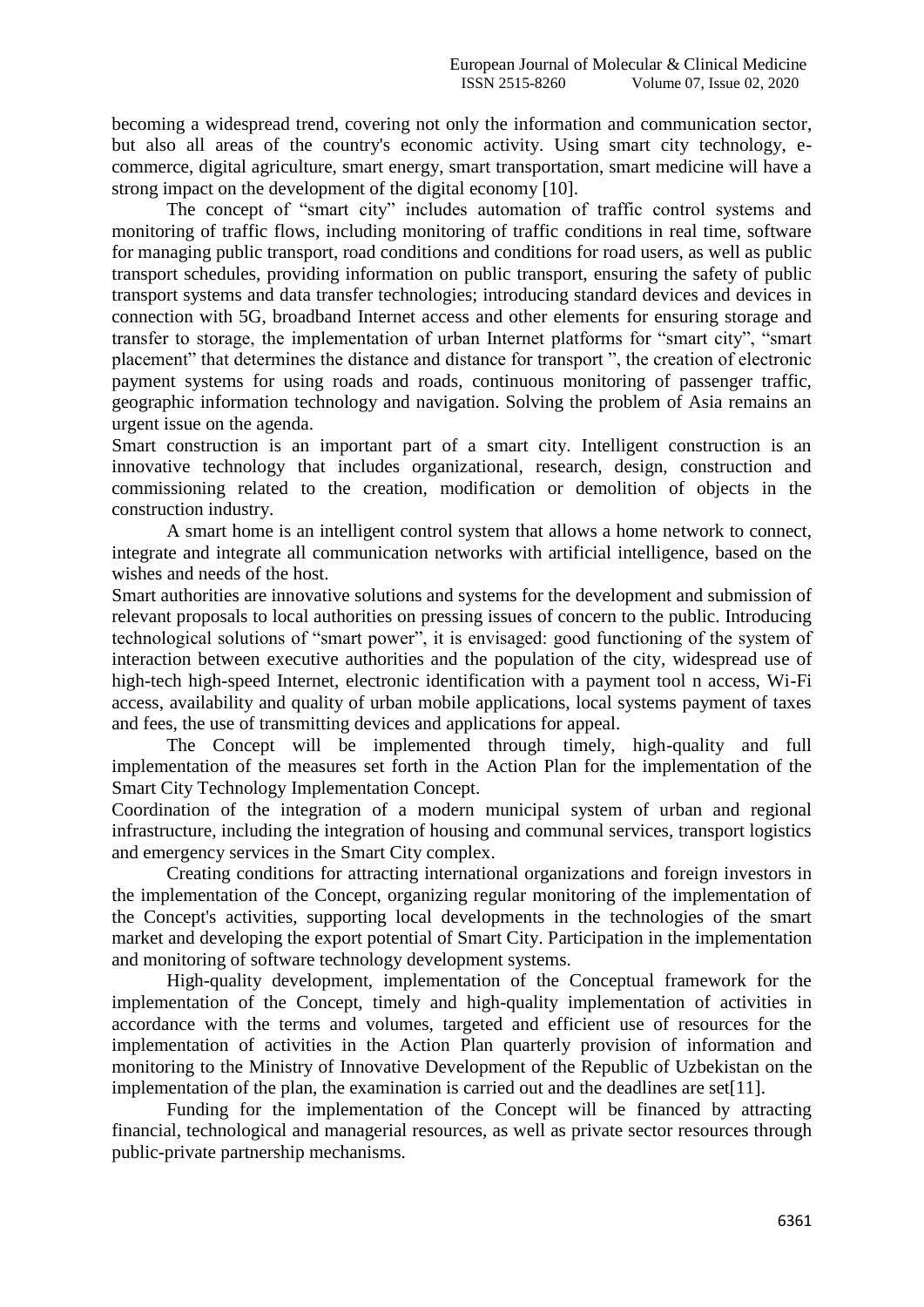becoming a widespread trend, covering not only the information and communication sector, but also all areas of the country's economic activity. Using smart city technology, e-commerce, digital agriculture, smart energy, smart transportation, smart medicine will have a strong impact on the development of the digital economy [10].

The concept of "smart city" includes automation of traffic control systems and monitoring of traffic flows, including monitoring of traffic conditions in real time, software for managing public transport, road conditions and conditions for road users, as well as public transport schedules, providing information on public transport, ensuring the safety of public transport systems and data transfer technologies; introducing standard devices and devices in connection with 5G, broadband Internet access and other elements for ensuring storage and transfer to storage, the implementation of urban Internet platforms for "smart city", "smart placement" that determines the distance and distance for transport ", the creation of electronic payment systems for using roads and roads, continuous monitoring of passenger traffic, geographic information technology and navigation. Solving the problem of Asia remains an urgent issue on the agenda.

Smart construction is an important part of a smart city. Intelligent construction is an innovative technology that includes organizational, research, design, construction and commissioning related to the creation, modification or demolition of objects in the construction industry.

A smart home is an intelligent control system that allows a home network to connect, integrate and integrate all communication networks with artificial intelligence, based on the wishes and needs of the host.

Smart authorities are innovative solutions and systems for the development and submission of relevant proposals to local authorities on pressing issues of concern to the public. Introducing technological solutions of "smart power", it is envisaged: good functioning of the system of interaction between executive authorities and the population of the city, widespread use of high-tech high-speed Internet, electronic identification with a payment tool n access, Wi-Fi access, availability and quality of urban mobile applications, local systems payment of taxes and fees, the use of transmitting devices and applications for appeal.

The Concept will be implemented through timely, high-quality and full implementation of the measures set forth in the Action Plan for the implementation of the Smart City Technology Implementation Concept.

Coordination of the integration of a modern municipal system of urban and regional infrastructure, including the integration of housing and communal services, transport logistics and emergency services in the Smart City complex.

Creating conditions for attracting international organizations and foreign investors in the implementation of the Concept, organizing regular monitoring of the implementation of the Concept's activities, supporting local developments in the technologies of the smart market and developing the export potential of Smart City. Participation in the implementation and monitoring of software technology development systems.

High-quality development, implementation of the Conceptual framework for the implementation of the Concept, timely and high-quality implementation of activities in accordance with the terms and volumes, targeted and efficient use of resources for the implementation of activities in the Action Plan quarterly provision of information and monitoring to the Ministry of Innovative Development of the Republic of Uzbekistan on the implementation of the plan, the examination is carried out and the deadlines are set[11].

Funding for the implementation of the Concept will be financed by attracting financial, technological and managerial resources, as well as private sector resources through public-private partnership mechanisms.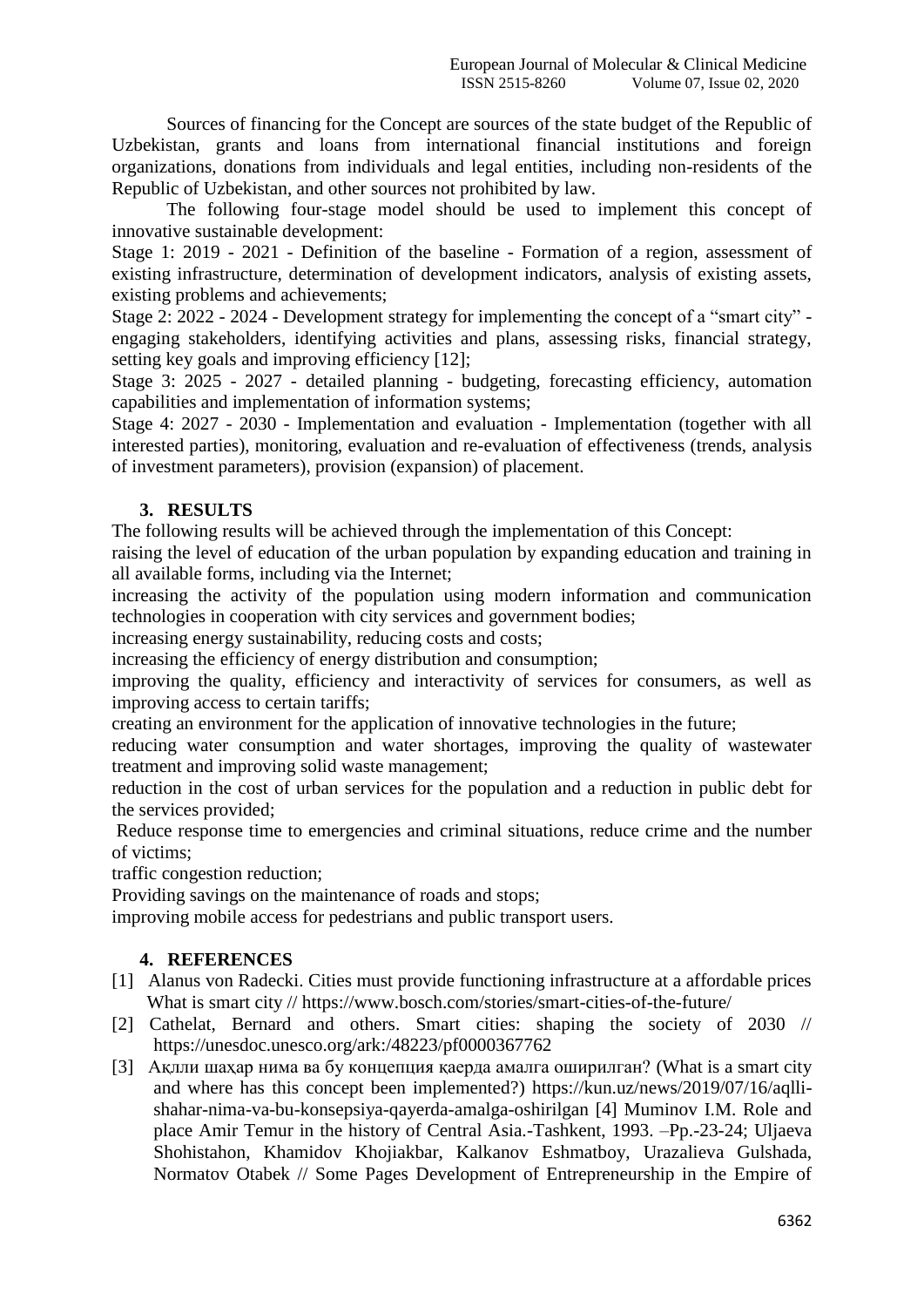Sources of financing for the Concept are sources of the state budget of the Republic of Uzbekistan, grants and loans from international financial institutions and foreign organizations, donations from individuals and legal entities, including non-residents of the Republic of Uzbekistan, and other sources not prohibited by law.

The following four-stage model should be used to implement this concept of innovative sustainable development:

Stage 1: 2019 - 2021 - Definition of the baseline - Formation of a region, assessment of existing infrastructure, determination of development indicators, analysis of existing assets, existing problems and achievements;

Stage 2: 2022 - 2024 - Development strategy for implementing the concept of a "smart city" - engaging stakeholders, identifying activities and plans, assessing risks, financial strategy, setting key goals and improving efficiency [12];

Stage 3: 2025 - 2027 - detailed planning - budgeting, forecasting efficiency, automation capabilities and implementation of information systems;

Stage 4: 2027 - 2030 - Implementation and evaluation - Implementation (together with all interested parties), monitoring, evaluation and re-evaluation of effectiveness (trends, analysis of investment parameters), provision (expansion) of placement.

## 3. RESULTS

The following results will be achieved through the implementation of this Concept:

raising the level of education of the urban population by expanding education and training in all available forms, including via the Internet;

increasing the activity of the population using modern information and communication technologies in cooperation with city services and government bodies;

increasing energy sustainability, reducing costs and costs;

increasing the efficiency of energy distribution and consumption;

improving the quality, efficiency and interactivity of services for consumers, as well as improving access to certain tariffs;

creating an environment for the application of innovative technologies in the future;

reducing water consumption and water shortages, improving the quality of wastewater treatment and improving solid waste management;

reduction in the cost of urban services for the population and a reduction in public debt for the services provided;

Reduce response time to emergencies and criminal situations, reduce crime and the number of victims;

traffic congestion reduction;

Providing savings on the maintenance of roads and stops;

improving mobile access for pedestrians and public transport users.

## 4. REFERENCES

[1] Alanus von Radecki. Cities must provide functioning infrastructure at a affordable prices What is smart city // https://www.bosch.com/stories/smart-cities-of-the-future/

[2] Cathelat, Bernard and others. Smart cities: shaping the society of 2030 // https://unesdoc.unesco.org/ark:/48223/pf0000367762

[3] Ақлли шаҳар нима ва бу концепция қаерда амалга оширилган? (What is a smart city and where has this concept been implemented?) https://kun.uz/news/2019/07/16/aqlli-shahar-nima-va-bu-konsepsiya-qayerda-amalga-oshirilgan [4] Muminov I.M. Role and place Amir Temur in the history of Central Asia.-Tashkent, 1993. –Pp.-23-24; Uljaeva Shohistahon, Khamidov Khojiakbar, Kalkanov Eshmatboy, Urazalieva Gulshada, Normatov Otabek // Some Pages Development of Entrepreneurship in the Empire of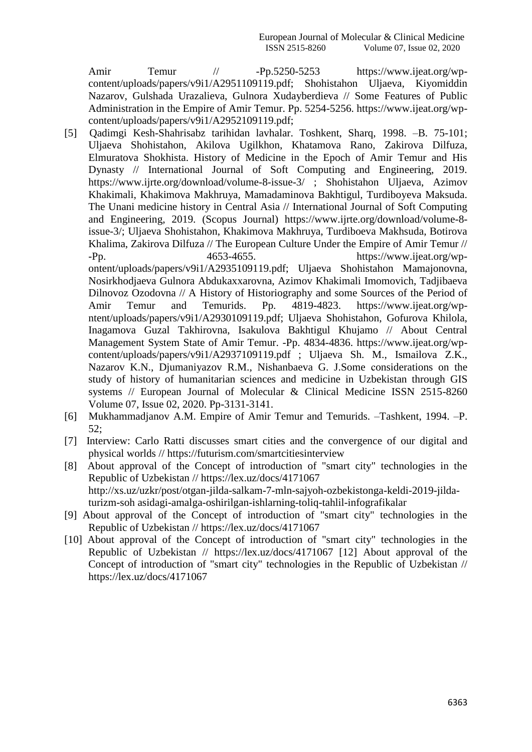Amir Temur // -Pp.5250-5253 https://www.ijeat.org/wp-content/uploads/papers/v9i1/A2951109119.pdf; Shohistahon Uljaeva, Kiyomiddin Nazarov, Gulshada Urazalieva, Gulnora Xudayberdieva // Some Features of Public Administration in the Empire of Amir Temur. Pp. 5254-5256. https://www.ijeat.org/wp-content/uploads/papers/v9i1/A2952109119.pdf;

[5] Qadimgi Kesh-Shahrisabz tarihidan lavhalar. Toshkent, Sharq, 1998. –B. 75-101; Uljaeva Shohistahon, Akilova Ugilkhon, Khatamova Rano, Zakirova Dilfuza, Elmuratova Shokhista. History of Medicine in the Epoch of Amir Temur and His Dynasty // International Journal of Soft Computing and Engineering, 2019. https://www.ijrte.org/download/volume-8-issue-3/ ; Shohistahon Uljaeva, Azimov Khakimali, Khakimova Makhruya, Mamadaminova Bakhtigul, Turdiboyeva Maksuda. The Unani medicine history in Central Asia // International Journal of Soft Computing and Engineering, 2019. (Scopus Journal) https://www.ijrte.org/download/volume-8-issue-3/; Uljaeva Shohistahon, Khakimova Makhruya, Turdiboeva Makhsuda, Botirova Khalima, Zakirova Dilfuza // The European Culture Under the Empire of Amir Temur // -Pp. 4653-4655. https://www.ijeat.org/wp-ontent/uploads/papers/v9i1/A2935109119.pdf; Uljaeva Shohistahon Mamajonovna, Nosirkhodjaeva Gulnora Abdukaxxarovna, Azimov Khakimali Imomovich, Tadjibaeva Dilnovoz Ozodovna // A History of Historiography and some Sources of the Period of Amir Temur and Temurids. Pp. 4819-4823. https://www.ijeat.org/wp-ntent/uploads/papers/v9i1/A2930109119.pdf; Uljaeva Shohistahon, Gofurova Khilola, Inagamova Guzal Takhirovna, Isakulova Bakhtigul Khujamo // About Central Management System State of Amir Temur. -Pp. 4834-4836. https://www.ijeat.org/wp-content/uploads/papers/v9i1/A2937109119.pdf ; Uljaeva Sh. M., Ismailova Z.K., Nazarov K.N., Djumaniyazov R.M., Nishanbaeva G. J.Some considerations on the study of history of humanitarian sciences and medicine in Uzbekistan through GIS systems // European Journal of Molecular & Clinical Medicine ISSN 2515-8260 Volume 07, Issue 02, 2020. Pp-3131-3141.

[6] Mukhammadjanov A.M. Empire of Amir Temur and Temurids. –Tashkent, 1994. –P. 52;

[7] Interview: Carlo Ratti discusses smart cities and the convergence of our digital and physical worlds // https://futurism.com/smartcitiesinterview

[8] About approval of the Concept of introduction of "smart city" technologies in the Republic of Uzbekistan // https://lex.uz/docs/4171067 http://xs.uz/uzkr/post/otgan-jilda-salkam-7-mln-sajyoh-ozbekistonga-keldi-2019-jilda-turizm-soh asidagi-amalga-oshirilgan-ishlarning-toliq-tahlil-infografikalar

[9] About approval of the Concept of introduction of "smart city" technologies in the Republic of Uzbekistan // https://lex.uz/docs/4171067

[10] About approval of the Concept of introduction of "smart city" technologies in the Republic of Uzbekistan // https://lex.uz/docs/4171067 [12] About approval of the Concept of introduction of "smart city" technologies in the Republic of Uzbekistan // https://lex.uz/docs/4171067